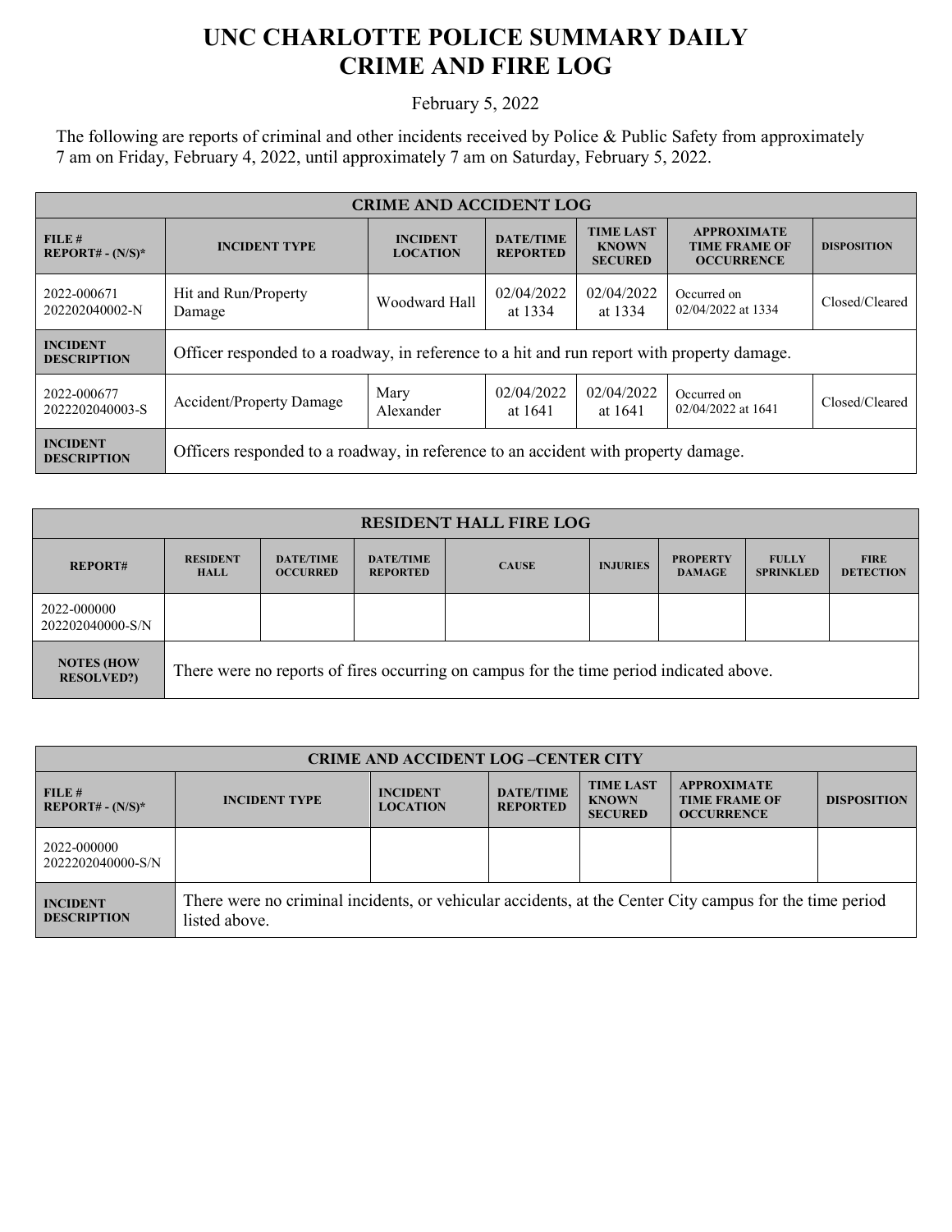# UNC CHARLOTTE POLICE SUMMARY DAILY CRIME AND FIRE LOG

February 5, 2022

The following are reports of criminal and other incidents received by Police & Public Safety from approximately 7 am on Friday, February 4, 2022, until approximately 7 am on Saturday, February 5, 2022.

| CRIME AND ACCIDENT LOG | | | | | | |
|---|---|---|---|---|---|---|
| **FILE # REPORT# - (N/S)*** | **INCIDENT TYPE** | **INCIDENT LOCATION** | **DATE/TIME REPORTED** | **TIME LAST KNOWN SECURED** | **APPROXIMATE TIME FRAME OF OCCURRENCE** | **DISPOSITION** |
| 2022-000671 202202040002-N | Hit and Run/Property Damage | Woodward Hall | 02/04/2022 at 1334 | 02/04/2022 at 1334 | Occurred on 02/04/2022 at 1334 | Closed/Cleared |
| **INCIDENT DESCRIPTION** | Officer responded to a roadway, in reference to a hit and run report with property damage. | | | | | |
| 2022-000677 2022202040003-S | Accident/Property Damage | Mary Alexander | 02/04/2022 at 1641 | 02/04/2022 at 1641 | Occurred on 02/04/2022 at 1641 | Closed/Cleared |
| **INCIDENT DESCRIPTION** | Officers responded to a roadway, in reference to an accident with property damage. | | | | | |

| RESIDENT HALL FIRE LOG | | | | | | | | |
|---|---|---|---|---|---|---|---|---|
| **REPORT#** | **RESIDENT HALL** | **DATE/TIME OCCURRED** | **DATE/TIME REPORTED** | **CAUSE** | **INJURIES** | **PROPERTY DAMAGE** | **FULLY SPRINKLED** | **FIRE DETECTION** |
| 2022-000000 202202040000-S/N | | | | | | | | |
| **NOTES (HOW RESOLVED?)** | There were no reports of fires occurring on campus for the time period indicated above. | | | | | | | |

| CRIME AND ACCIDENT LOG –CENTER CITY | | | | | | |
|---|---|---|---|---|---|---|
| **FILE # REPORT# - (N/S)*** | **INCIDENT TYPE** | **INCIDENT LOCATION** | **DATE/TIME REPORTED** | **TIME LAST KNOWN SECURED** | **APPROXIMATE TIME FRAME OF OCCURRENCE** | **DISPOSITION** |
| 2022-000000 2022202040000-S/N | | | | | | |
| **INCIDENT DESCRIPTION** | There were no criminal incidents, or vehicular accidents, at the Center City campus for the time period listed above. | | | | | |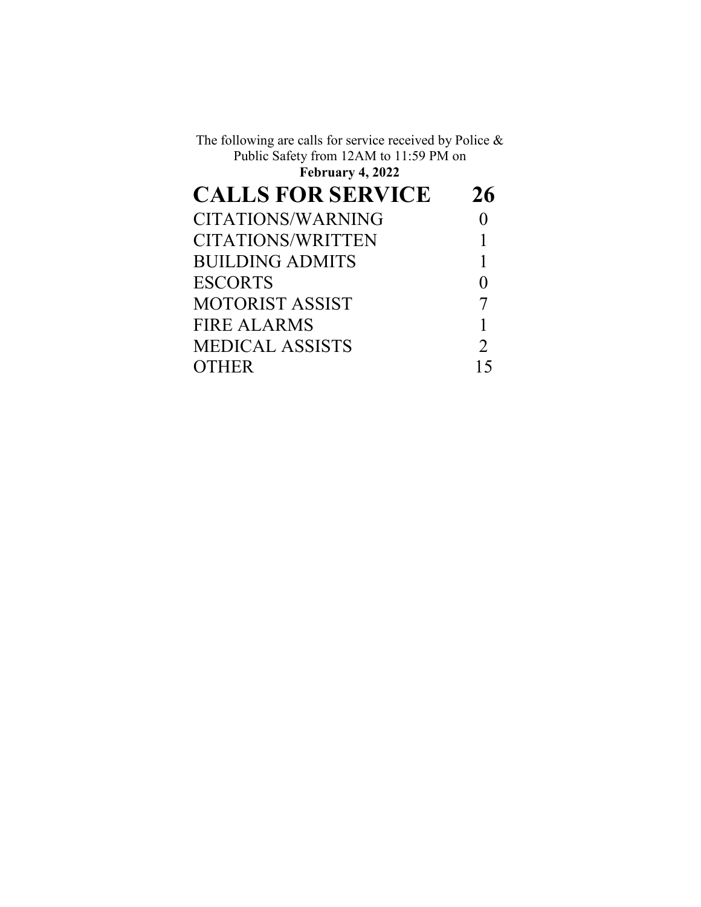The following are calls for service received by Police & Public Safety from 12AM to 11:59 PM on

**February 4, 2022**

| | |
|---|---|
| **CALLS FOR SERVICE** | **26** |
| CITATIONS/WARNING | 0 |
| CITATIONS/WRITTEN | 1 |
| BUILDING ADMITS | 1 |
| ESCORTS | 0 |
| MOTORIST ASSIST | 7 |
| FIRE ALARMS | 1 |
| MEDICAL ASSISTS | 2 |
| OTHER | 15 |